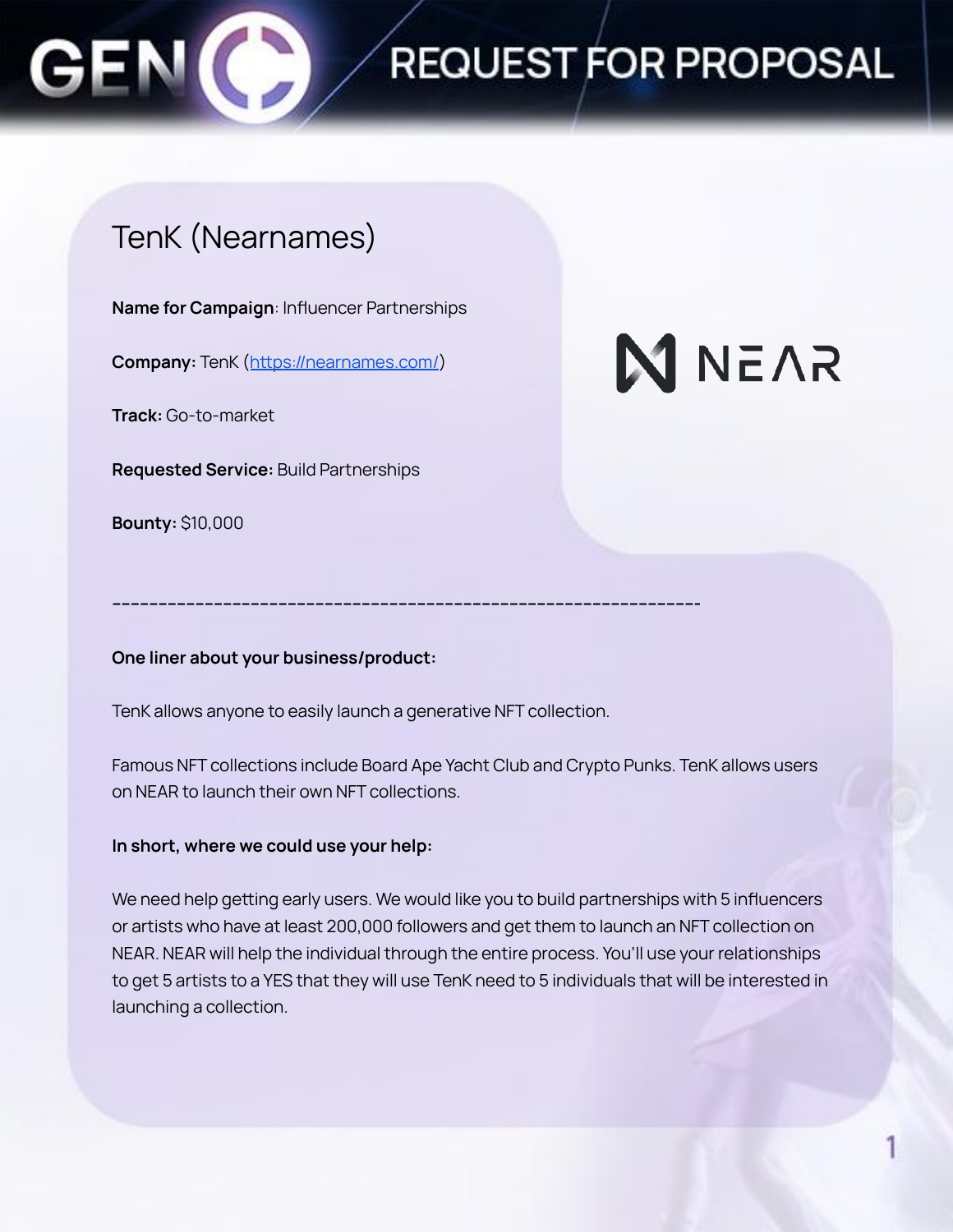# REQUEST FOR PROPOSAL

## TenK (Nearnames)

**Name for Campaign**: Influencer Partnerships

**Company:** TenK (https://nearnames.com/)

**Track:** Go-to-market

**Requested Service:** Build Partnerships

**Bounty:** $10,000

-----------------------------------------------------------------

**One liner about your business/product:**

TenK allows anyone to easily launch a generative NFT collection.

Famous NFT collections include Board Ape Yacht Club and Crypto Punks. TenK allows users on NEAR to launch their own NFT collections.

**In short, where we could use your help:**

We need help getting early users. We would like you to build partnerships with 5 influencers or artists who have at least 200,000 followers and get them to launch an NFT collection on NEAR. NEAR will help the individual through the entire process. You'll use your relationships to get 5 artists to a YES that they will use TenK need to 5 individuals that will be interested in launching a collection.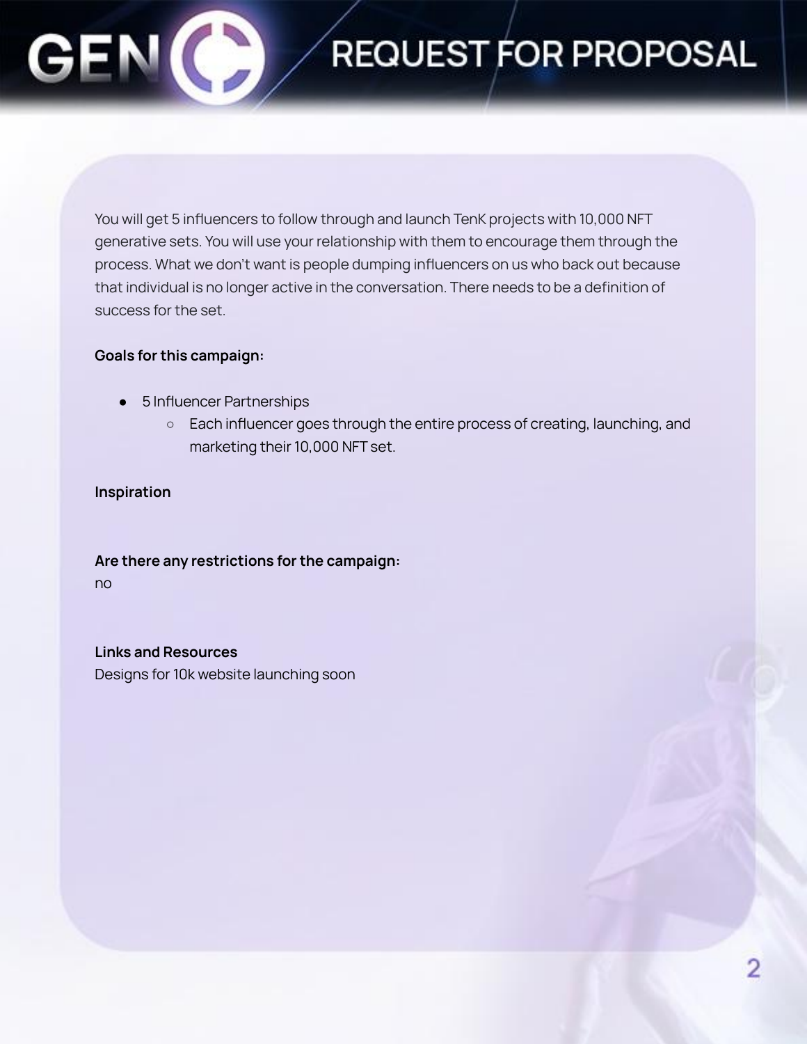You will get 5 influencers to follow through and launch TenK projects with 10,000 NFT generative sets. You will use your relationship with them to encourage them through the process. What we don't want is people dumping influencers on us who back out because that individual is no longer active in the conversation. There needs to be a definition of success for the set.

**Goals for this campaign:**

- 5 Influencer Partnerships
  - Each influencer goes through the entire process of creating, launching, and marketing their 10,000 NFT set.

**Inspiration**

**Are there any restrictions for the campaign:**

no

**Links and Resources**

Designs for 10k website launching soon